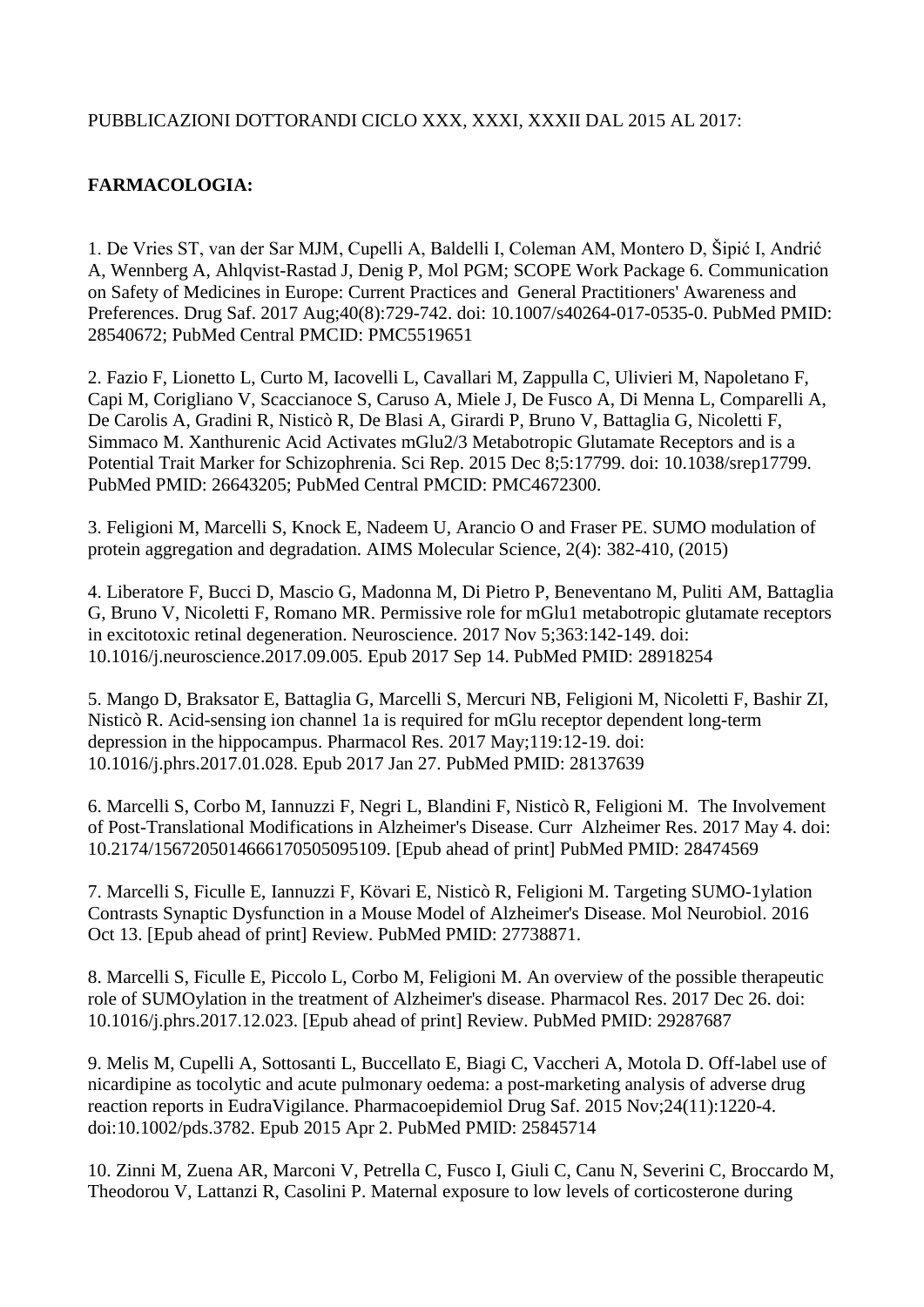PUBBLICAZIONI DOTTORANDI CICLO XXX, XXXI, XXXII DAL 2015 AL 2017:

**FARMACOLOGIA:**

1. De Vries ST, van der Sar MJM, Cupelli A, Baldelli I, Coleman AM, Montero D, Šipić I, Andrić A, Wennberg A, Ahlqvist-Rastad J, Denig P, Mol PGM; SCOPE Work Package 6. Communication on Safety of Medicines in Europe: Current Practices and General Practitioners' Awareness and Preferences. Drug Saf. 2017 Aug;40(8):729-742. doi: 10.1007/s40264-017-0535-0. PubMed PMID: 28540672; PubMed Central PMCID: PMC5519651

2. Fazio F, Lionetto L, Curto M, Iacovelli L, Cavallari M, Zappulla C, Ulivieri M, Napoletano F, Capi M, Corigliano V, Scaccianoce S, Caruso A, Miele J, De Fusco A, Di Menna L, Comparelli A, De Carolis A, Gradini R, Nisticò R, De Blasi A, Girardi P, Bruno V, Battaglia G, Nicoletti F, Simmaco M. Xanthurenic Acid Activates mGlu2/3 Metabotropic Glutamate Receptors and is a Potential Trait Marker for Schizophrenia. Sci Rep. 2015 Dec 8;5:17799. doi: 10.1038/srep17799. PubMed PMID: 26643205; PubMed Central PMCID: PMC4672300.

3. Feligioni M, Marcelli S, Knock E, Nadeem U, Arancio O and Fraser PE. SUMO modulation of protein aggregation and degradation. AIMS Molecular Science, 2(4): 382-410, (2015)

4. Liberatore F, Bucci D, Mascio G, Madonna M, Di Pietro P, Beneventano M, Puliti AM, Battaglia G, Bruno V, Nicoletti F, Romano MR. Permissive role for mGlu1 metabotropic glutamate receptors in excitotoxic retinal degeneration. Neuroscience. 2017 Nov 5;363:142-149. doi: 10.1016/j.neuroscience.2017.09.005. Epub 2017 Sep 14. PubMed PMID: 28918254

5. Mango D, Braksator E, Battaglia G, Marcelli S, Mercuri NB, Feligioni M, Nicoletti F, Bashir ZI, Nisticò R. Acid-sensing ion channel 1a is required for mGlu receptor dependent long-term depression in the hippocampus. Pharmacol Res. 2017 May;119:12-19. doi: 10.1016/j.phrs.2017.01.028. Epub 2017 Jan 27. PubMed PMID: 28137639

6. Marcelli S, Corbo M, Iannuzzi F, Negri L, Blandini F, Nisticò R, Feligioni M. The Involvement of Post-Translational Modifications in Alzheimer's Disease. Curr Alzheimer Res. 2017 May 4. doi: 10.2174/1567205014666170505095109. [Epub ahead of print] PubMed PMID: 28474569

7. Marcelli S, Ficulle E, Iannuzzi F, Kövari E, Nisticò R, Feligioni M. Targeting SUMO-1ylation Contrasts Synaptic Dysfunction in a Mouse Model of Alzheimer's Disease. Mol Neurobiol. 2016 Oct 13. [Epub ahead of print] Review. PubMed PMID: 27738871.

8. Marcelli S, Ficulle E, Piccolo L, Corbo M, Feligioni M. An overview of the possible therapeutic role of SUMOylation in the treatment of Alzheimer's disease. Pharmacol Res. 2017 Dec 26. doi: 10.1016/j.phrs.2017.12.023. [Epub ahead of print] Review. PubMed PMID: 29287687

9. Melis M, Cupelli A, Sottosanti L, Buccellato E, Biagi C, Vaccheri A, Motola D. Off-label use of nicardipine as tocolytic and acute pulmonary oedema: a post-marketing analysis of adverse drug reaction reports in EudraVigilance. Pharmacoepidemiol Drug Saf. 2015 Nov;24(11):1220-4. doi:10.1002/pds.3782. Epub 2015 Apr 2. PubMed PMID: 25845714

10. Zinni M, Zuena AR, Marconi V, Petrella C, Fusco I, Giuli C, Canu N, Severini C, Broccardo M, Theodorou V, Lattanzi R, Casolini P. Maternal exposure to low levels of corticosterone during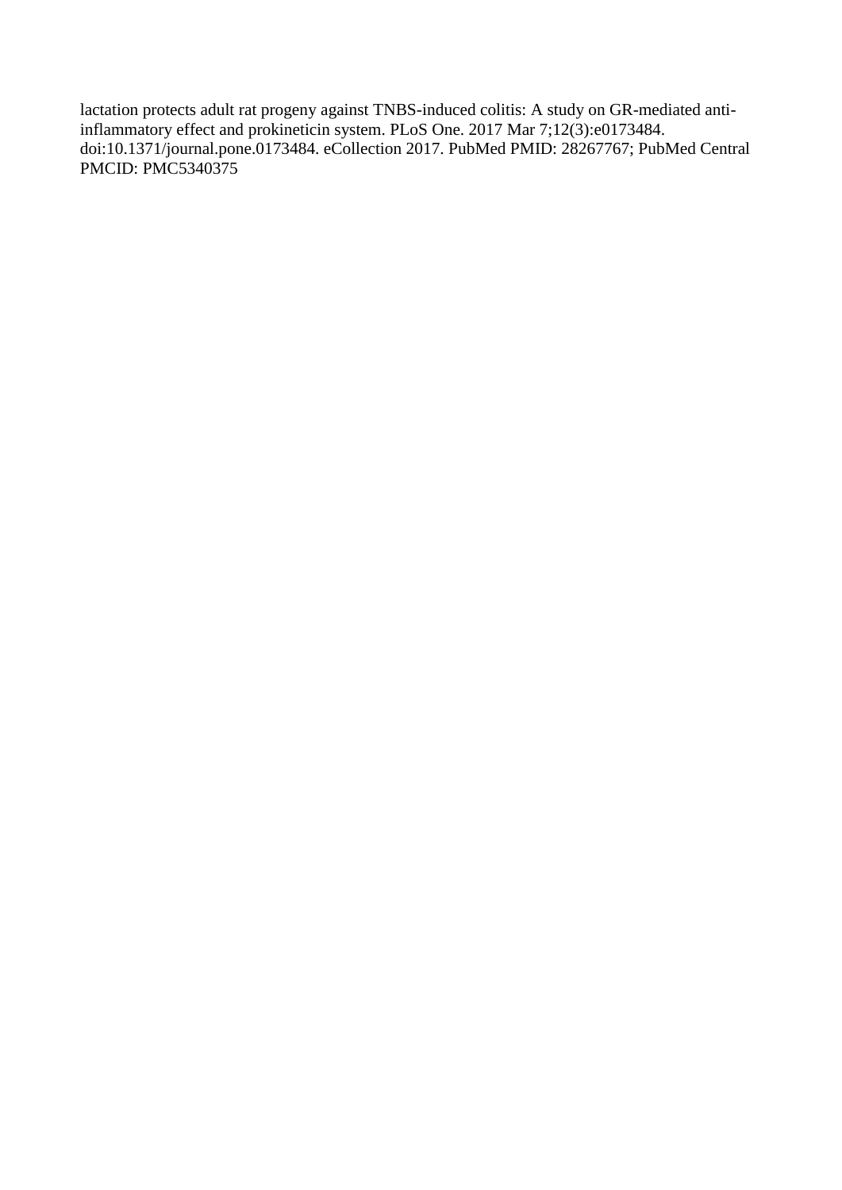lactation protects adult rat progeny against TNBS-induced colitis: A study on GR-mediated anti-inflammatory effect and prokineticin system. PLoS One. 2017 Mar 7;12(3):e0173484. doi:10.1371/journal.pone.0173484. eCollection 2017. PubMed PMID: 28267767; PubMed Central PMCID: PMC5340375